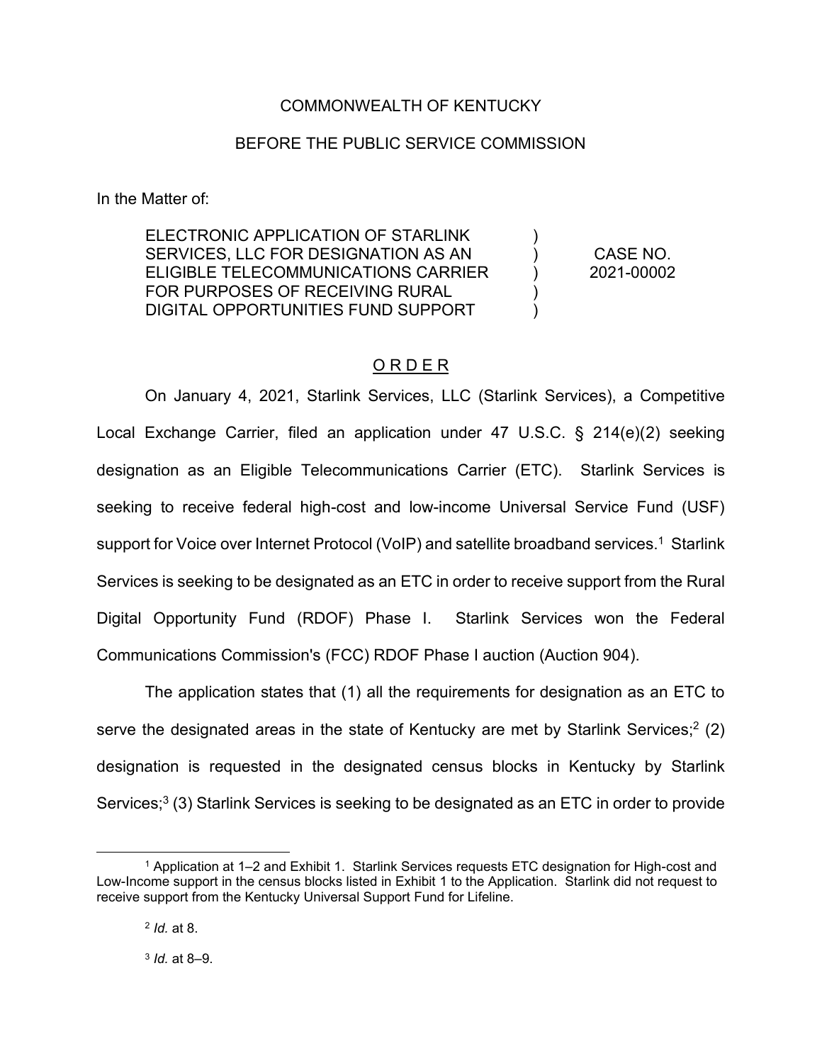COMMONWEALTH OF KENTUCKY

BEFORE THE PUBLIC SERVICE COMMISSION

In the Matter of:

| | | |
|---|---|---|
| ELECTRONIC APPLICATION OF STARLINK SERVICES, LLC FOR DESIGNATION AS AN ELIGIBLE TELECOMMUNICATIONS CARRIER FOR PURPOSES OF RECEIVING RURAL DIGITAL OPPORTUNITIES FUND SUPPORT | ) | CASE NO. 2021-00002 |

<u>O R D E R</u>

On January 4, 2021, Starlink Services, LLC (Starlink Services), a Competitive Local Exchange Carrier, filed an application under 47 U.S.C. § 214(e)(2) seeking designation as an Eligible Telecommunications Carrier (ETC). Starlink Services is seeking to receive federal high-cost and low-income Universal Service Fund (USF) support for Voice over Internet Protocol (VoIP) and satellite broadband services.[1] Starlink Services is seeking to be designated as an ETC in order to receive support from the Rural Digital Opportunity Fund (RDOF) Phase I. Starlink Services won the Federal Communications Commission's (FCC) RDOF Phase I auction (Auction 904).

The application states that (1) all the requirements for designation as an ETC to serve the designated areas in the state of Kentucky are met by Starlink Services;[2] (2) designation is requested in the designated census blocks in Kentucky by Starlink Services;[3] (3) Starlink Services is seeking to be designated as an ETC in order to provide

---

[1] Application at 1–2 and Exhibit 1. Starlink Services requests ETC designation for High-cost and Low-Income support in the census blocks listed in Exhibit 1 to the Application. Starlink did not request to receive support from the Kentucky Universal Support Fund for Lifeline.

[2] *Id.* at 8.

[3] *Id.* at 8–9.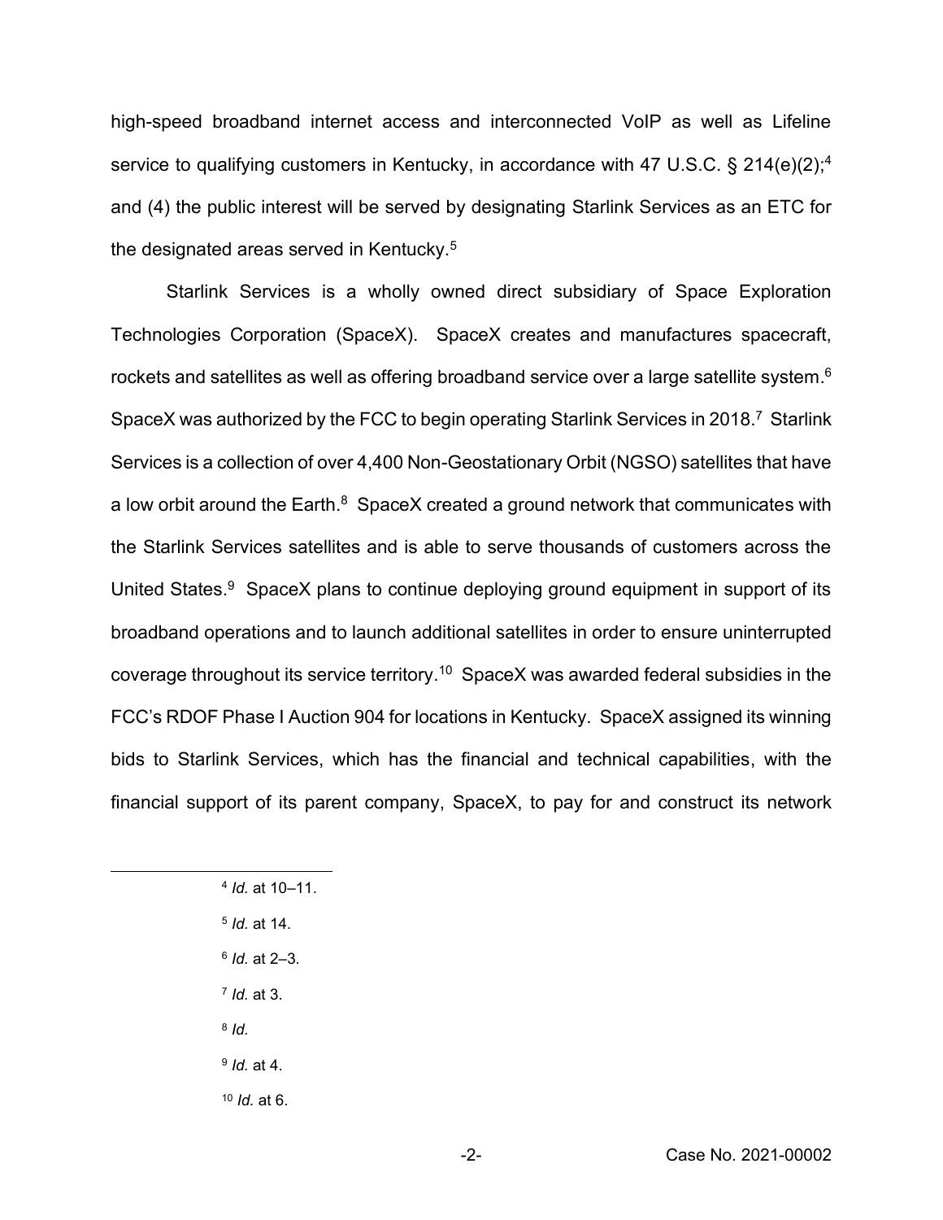high-speed broadband internet access and interconnected VoIP as well as Lifeline service to qualifying customers in Kentucky, in accordance with 47 U.S.C. § 214(e)(2);[4] and (4) the public interest will be served by designating Starlink Services as an ETC for the designated areas served in Kentucky.[5]

Starlink Services is a wholly owned direct subsidiary of Space Exploration Technologies Corporation (SpaceX). SpaceX creates and manufactures spacecraft, rockets and satellites as well as offering broadband service over a large satellite system.[6] SpaceX was authorized by the FCC to begin operating Starlink Services in 2018.[7] Starlink Services is a collection of over 4,400 Non-Geostationary Orbit (NGSO) satellites that have a low orbit around the Earth.[8] SpaceX created a ground network that communicates with the Starlink Services satellites and is able to serve thousands of customers across the United States.[9] SpaceX plans to continue deploying ground equipment in support of its broadband operations and to launch additional satellites in order to ensure uninterrupted coverage throughout its service territory.[10] SpaceX was awarded federal subsidies in the FCC's RDOF Phase I Auction 904 for locations in Kentucky. SpaceX assigned its winning bids to Starlink Services, which has the financial and technical capabilities, with the financial support of its parent company, SpaceX, to pay for and construct its network

---

[4] *Id.* at 10–11.

[5] *Id.* at 14.

[6] *Id.* at 2–3.

[7] *Id.* at 3.

[8] *Id.*

[9] *Id.* at 4.

[10] *Id.* at 6.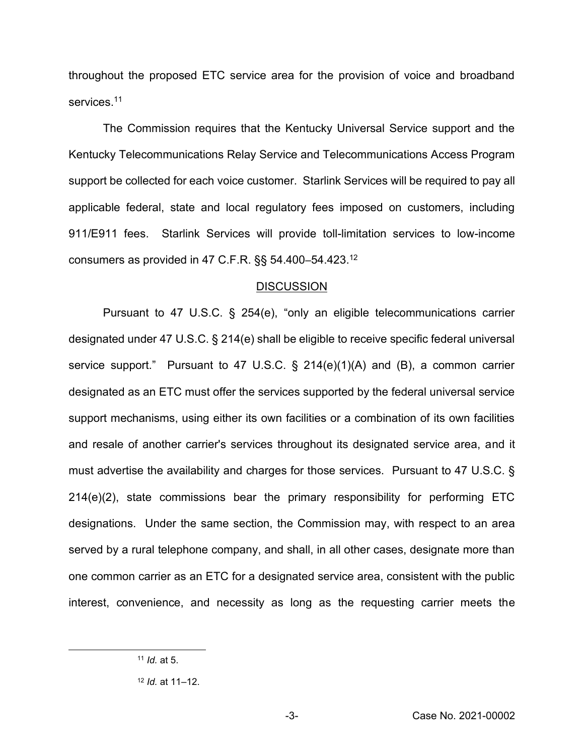throughout the proposed ETC service area for the provision of voice and broadband services.[11]

The Commission requires that the Kentucky Universal Service support and the Kentucky Telecommunications Relay Service and Telecommunications Access Program support be collected for each voice customer. Starlink Services will be required to pay all applicable federal, state and local regulatory fees imposed on customers, including 911/E911 fees. Starlink Services will provide toll-limitation services to low-income consumers as provided in 47 C.F.R. §§ 54.400–54.423.[12]

## DISCUSSION

Pursuant to 47 U.S.C. § 254(e), "only an eligible telecommunications carrier designated under 47 U.S.C. § 214(e) shall be eligible to receive specific federal universal service support." Pursuant to 47 U.S.C. § 214(e)(1)(A) and (B), a common carrier designated as an ETC must offer the services supported by the federal universal service support mechanisms, using either its own facilities or a combination of its own facilities and resale of another carrier's services throughout its designated service area, and it must advertise the availability and charges for those services. Pursuant to 47 U.S.C. § 214(e)(2), state commissions bear the primary responsibility for performing ETC designations. Under the same section, the Commission may, with respect to an area served by a rural telephone company, and shall, in all other cases, designate more than one common carrier as an ETC for a designated service area, consistent with the public interest, convenience, and necessity as long as the requesting carrier meets the

---

[11] *Id.* at 5.

[12] *Id.* at 11–12.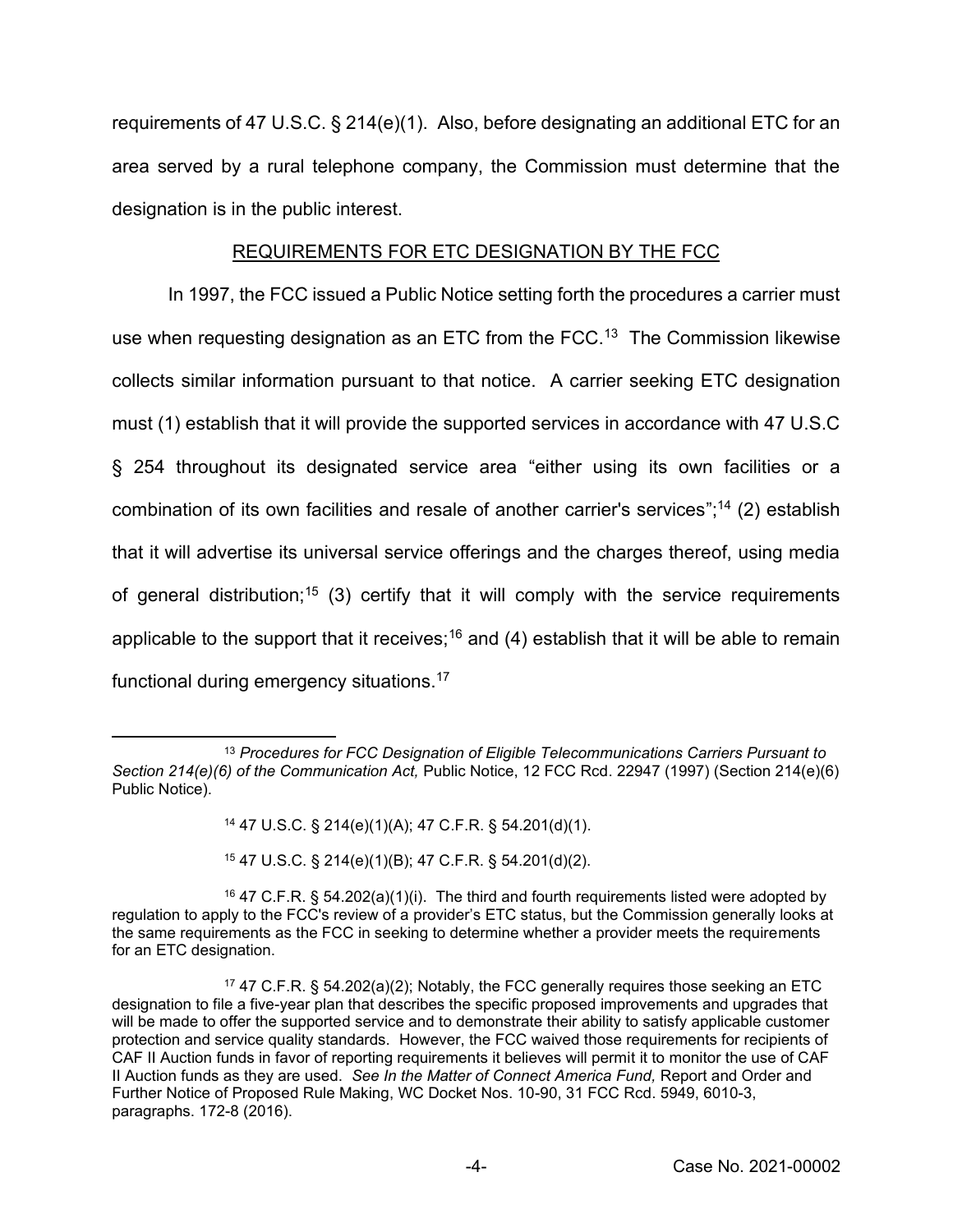requirements of 47 U.S.C. § 214(e)(1). Also, before designating an additional ETC for an area served by a rural telephone company, the Commission must determine that the designation is in the public interest.

## REQUIREMENTS FOR ETC DESIGNATION BY THE FCC

In 1997, the FCC issued a Public Notice setting forth the procedures a carrier must use when requesting designation as an ETC from the FCC.[13] The Commission likewise collects similar information pursuant to that notice. A carrier seeking ETC designation must (1) establish that it will provide the supported services in accordance with 47 U.S.C § 254 throughout its designated service area "either using its own facilities or a combination of its own facilities and resale of another carrier's services";[14] (2) establish that it will advertise its universal service offerings and the charges thereof, using media of general distribution;[15] (3) certify that it will comply with the service requirements applicable to the support that it receives;[16] and (4) establish that it will be able to remain functional during emergency situations.[17]

---

[13] *Procedures for FCC Designation of Eligible Telecommunications Carriers Pursuant to Section 214(e)(6) of the Communication Act,* Public Notice, 12 FCC Rcd. 22947 (1997) (Section 214(e)(6) Public Notice).

[14] 47 U.S.C. § 214(e)(1)(A); 47 C.F.R. § 54.201(d)(1).

[15] 47 U.S.C. § 214(e)(1)(B); 47 C.F.R. § 54.201(d)(2).

[16] 47 C.F.R. § 54.202(a)(1)(i). The third and fourth requirements listed were adopted by regulation to apply to the FCC's review of a provider's ETC status, but the Commission generally looks at the same requirements as the FCC in seeking to determine whether a provider meets the requirements for an ETC designation.

[17] 47 C.F.R. § 54.202(a)(2); Notably, the FCC generally requires those seeking an ETC designation to file a five-year plan that describes the specific proposed improvements and upgrades that will be made to offer the supported service and to demonstrate their ability to satisfy applicable customer protection and service quality standards. However, the FCC waived those requirements for recipients of CAF II Auction funds in favor of reporting requirements it believes will permit it to monitor the use of CAF II Auction funds as they are used. *See In the Matter of Connect America Fund,* Report and Order and Further Notice of Proposed Rule Making, WC Docket Nos. 10-90, 31 FCC Rcd. 5949, 6010-3, paragraphs. 172-8 (2016).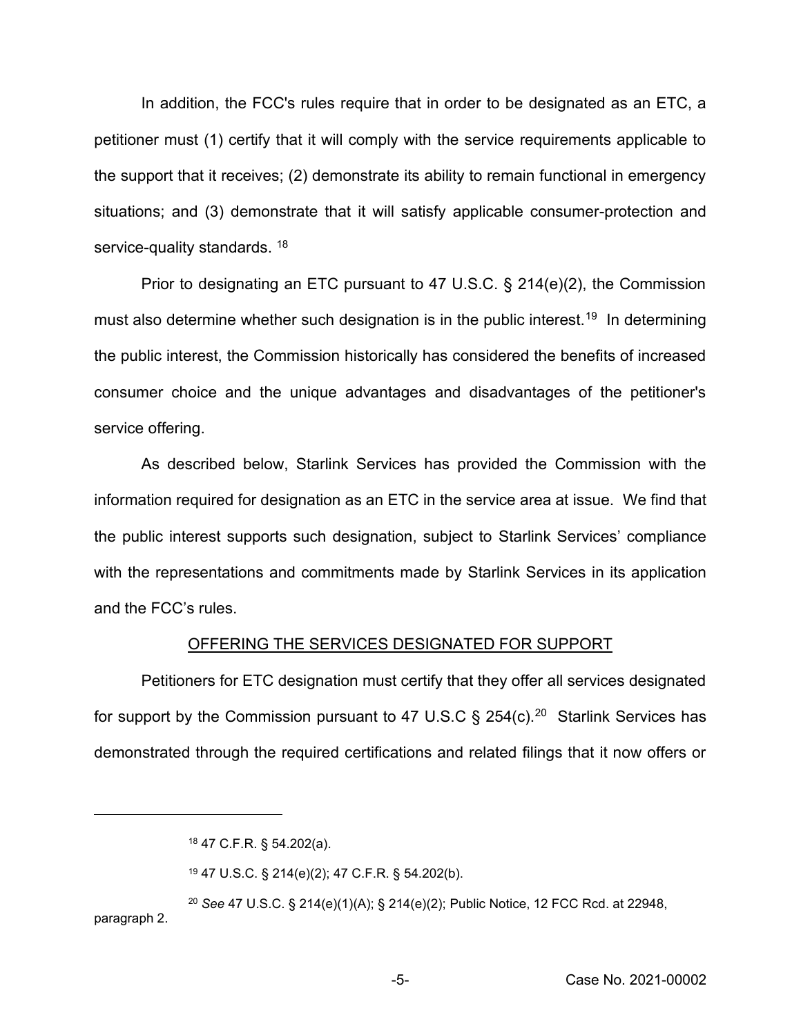In addition, the FCC's rules require that in order to be designated as an ETC, a petitioner must (1) certify that it will comply with the service requirements applicable to the support that it receives; (2) demonstrate its ability to remain functional in emergency situations; and (3) demonstrate that it will satisfy applicable consumer-protection and service-quality standards. [18]

Prior to designating an ETC pursuant to 47 U.S.C. § 214(e)(2), the Commission must also determine whether such designation is in the public interest.[19] In determining the public interest, the Commission historically has considered the benefits of increased consumer choice and the unique advantages and disadvantages of the petitioner's service offering.

As described below, Starlink Services has provided the Commission with the information required for designation as an ETC in the service area at issue. We find that the public interest supports such designation, subject to Starlink Services' compliance with the representations and commitments made by Starlink Services in its application and the FCC's rules.

<u>OFFERING THE SERVICES DESIGNATED FOR SUPPORT</u>

Petitioners for ETC designation must certify that they offer all services designated for support by the Commission pursuant to 47 U.S.C § 254(c).[20] Starlink Services has demonstrated through the required certifications and related filings that it now offers or

---

[18] 47 C.F.R. § 54.202(a).

[19] 47 U.S.C. § 214(e)(2); 47 C.F.R. § 54.202(b).

[20] *See* 47 U.S.C. § 214(e)(1)(A); § 214(e)(2); Public Notice, 12 FCC Rcd. at 22948, paragraph 2.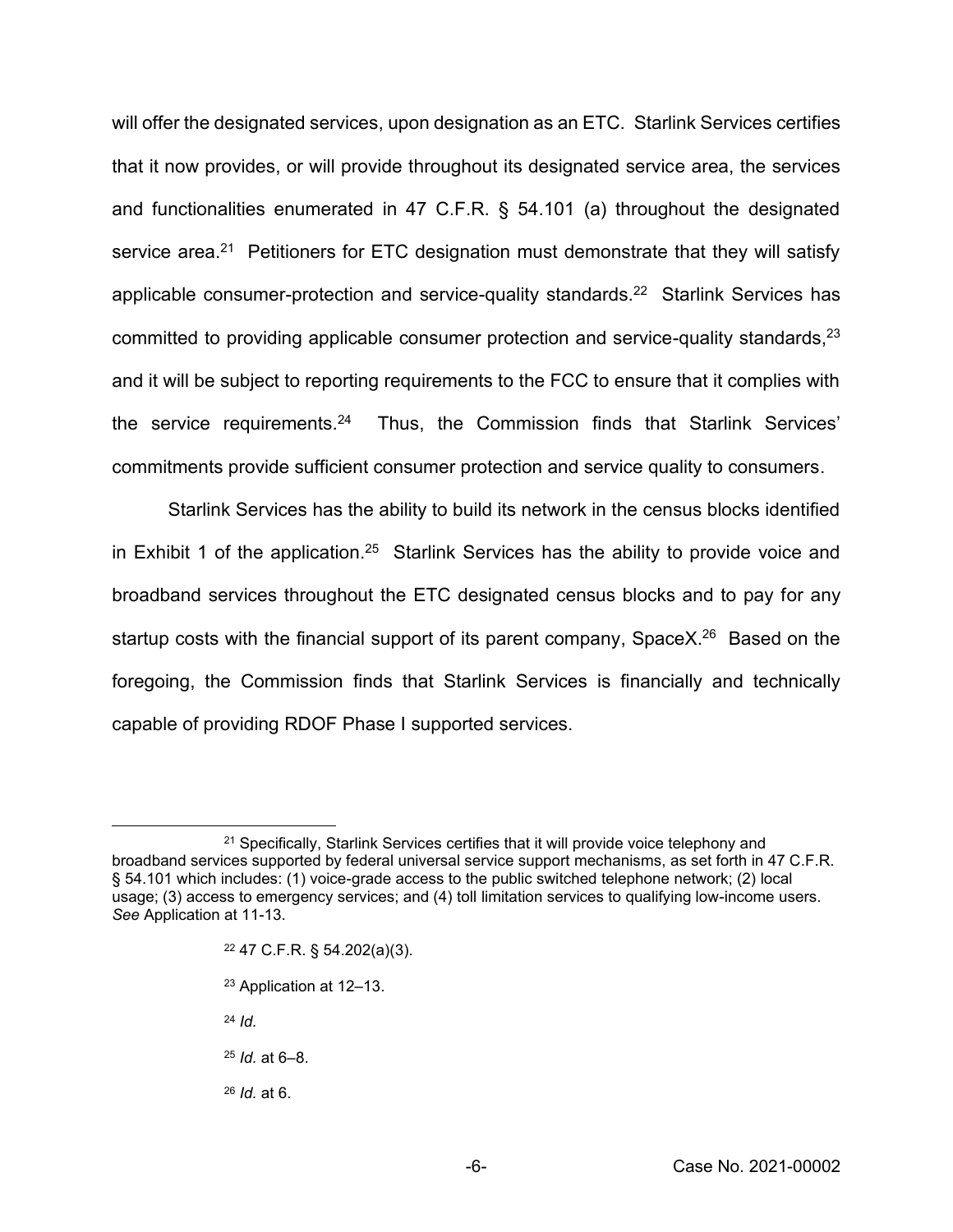will offer the designated services, upon designation as an ETC. Starlink Services certifies that it now provides, or will provide throughout its designated service area, the services and functionalities enumerated in 47 C.F.R. § 54.101 (a) throughout the designated service area.[21] Petitioners for ETC designation must demonstrate that they will satisfy applicable consumer-protection and service-quality standards.[22] Starlink Services has committed to providing applicable consumer protection and service-quality standards,[23] and it will be subject to reporting requirements to the FCC to ensure that it complies with the service requirements.[24] Thus, the Commission finds that Starlink Services' commitments provide sufficient consumer protection and service quality to consumers.

Starlink Services has the ability to build its network in the census blocks identified in Exhibit 1 of the application.[25] Starlink Services has the ability to provide voice and broadband services throughout the ETC designated census blocks and to pay for any startup costs with the financial support of its parent company, SpaceX.[26] Based on the foregoing, the Commission finds that Starlink Services is financially and technically capable of providing RDOF Phase I supported services.

---

[21] Specifically, Starlink Services certifies that it will provide voice telephony and broadband services supported by federal universal service support mechanisms, as set forth in 47 C.F.R. § 54.101 which includes: (1) voice-grade access to the public switched telephone network; (2) local usage; (3) access to emergency services; and (4) toll limitation services to qualifying low-income users. *See* Application at 11-13.

[22] 47 C.F.R. § 54.202(a)(3).

[23] Application at 12–13.

[24] *Id.*

[25] *Id.* at 6–8.

[26] *Id.* at 6.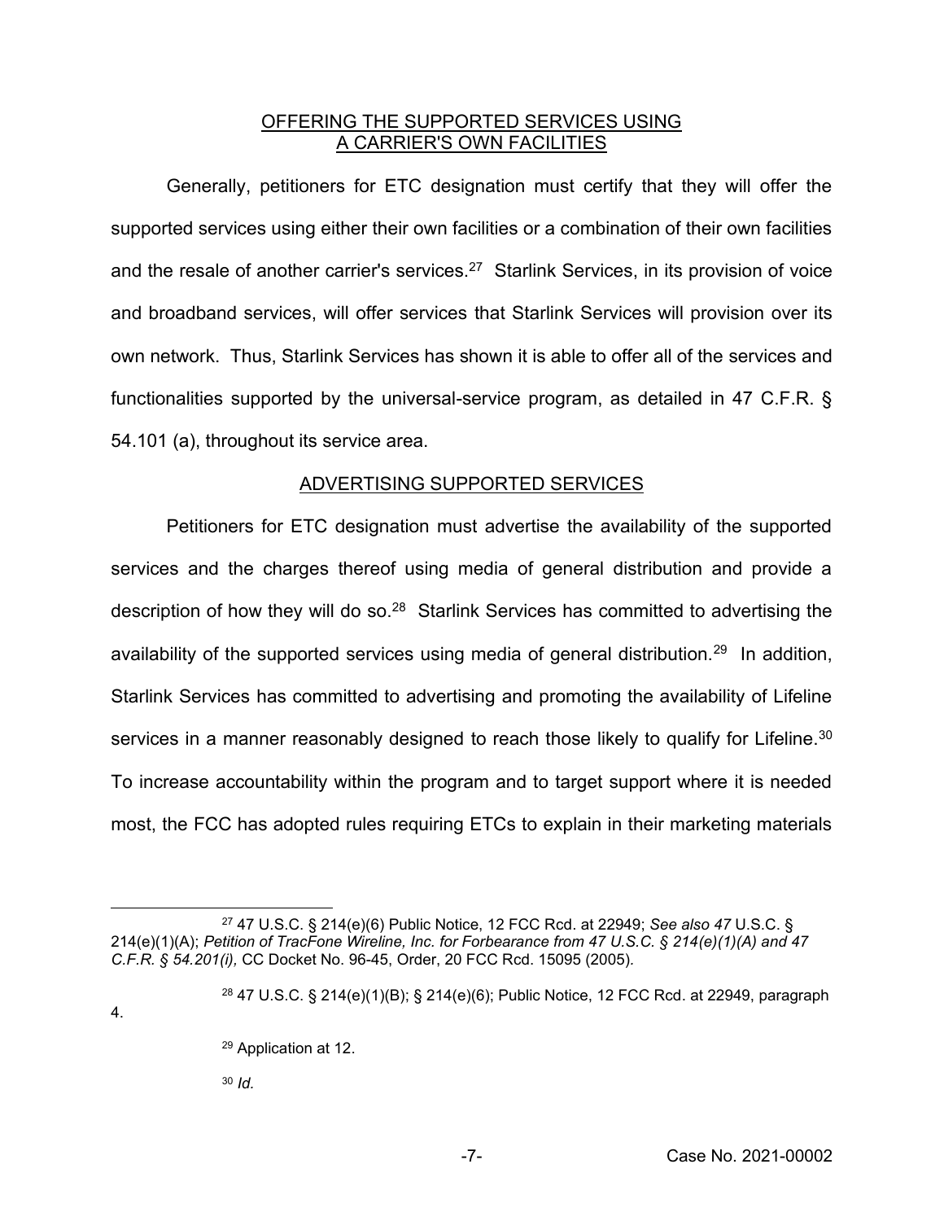## OFFERING THE SUPPORTED SERVICES USING A CARRIER'S OWN FACILITIES

Generally, petitioners for ETC designation must certify that they will offer the supported services using either their own facilities or a combination of their own facilities and the resale of another carrier's services.[27] Starlink Services, in its provision of voice and broadband services, will offer services that Starlink Services will provision over its own network. Thus, Starlink Services has shown it is able to offer all of the services and functionalities supported by the universal-service program, as detailed in 47 C.F.R. § 54.101 (a), throughout its service area.

## ADVERTISING SUPPORTED SERVICES

Petitioners for ETC designation must advertise the availability of the supported services and the charges thereof using media of general distribution and provide a description of how they will do so.[28] Starlink Services has committed to advertising the availability of the supported services using media of general distribution.[29] In addition, Starlink Services has committed to advertising and promoting the availability of Lifeline services in a manner reasonably designed to reach those likely to qualify for Lifeline.[30] To increase accountability within the program and to target support where it is needed most, the FCC has adopted rules requiring ETCs to explain in their marketing materials

---

[27] 47 U.S.C. § 214(e)(6) Public Notice, 12 FCC Rcd. at 22949; *See also 47* U.S.C. § 214(e)(1)(A); *Petition of TracFone Wireline, Inc. for Forbearance from 47 U.S.C. § 214(e)(1)(A) and 47 C.F.R. § 54.201(i),* CC Docket No. 96-45, Order, 20 FCC Rcd. 15095 (2005).

[28] 47 U.S.C. § 214(e)(1)(B); § 214(e)(6); Public Notice, 12 FCC Rcd. at 22949, paragraph 4.

[29] Application at 12.

[30] *Id.*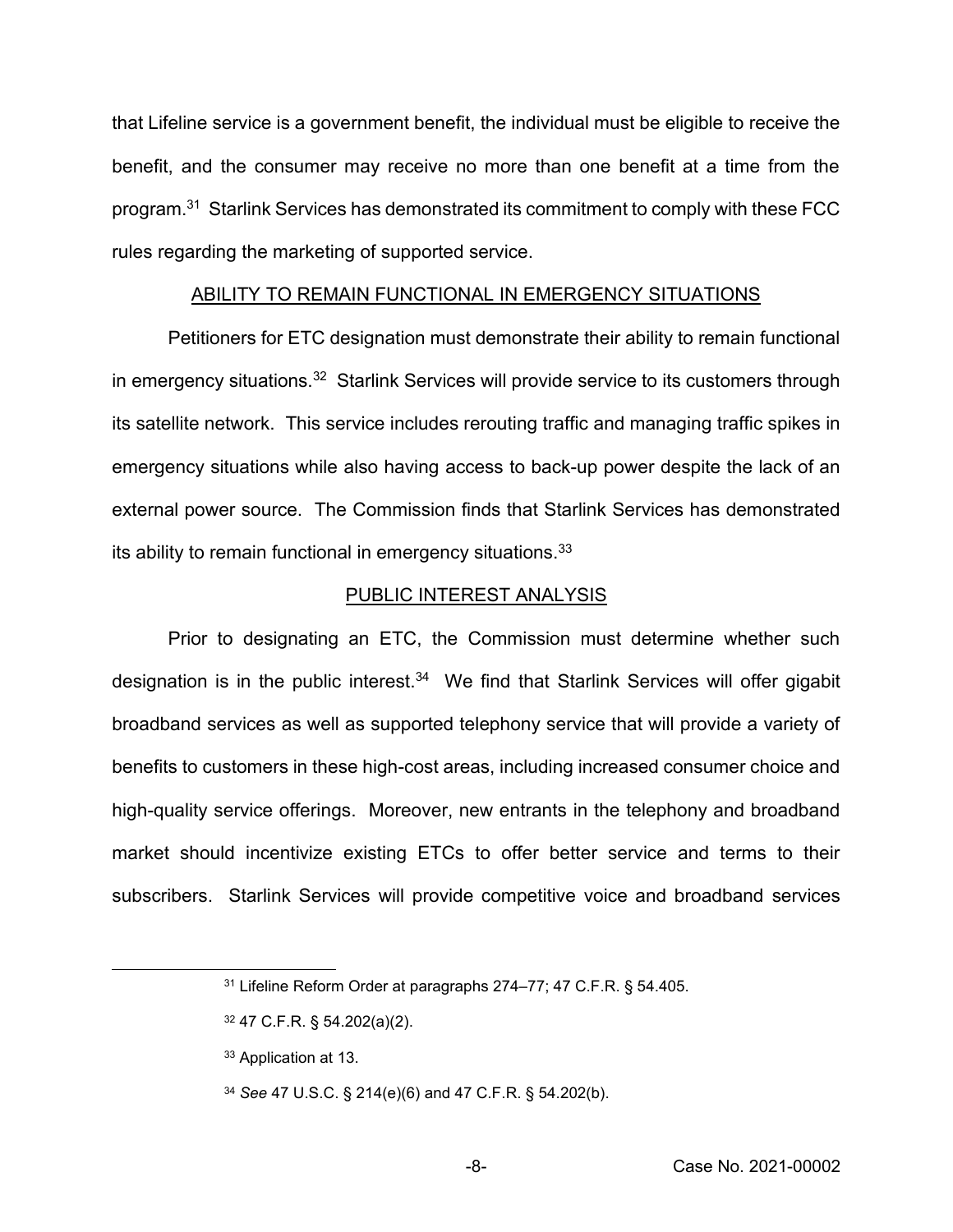that Lifeline service is a government benefit, the individual must be eligible to receive the benefit, and the consumer may receive no more than one benefit at a time from the program.[31] Starlink Services has demonstrated its commitment to comply with these FCC rules regarding the marketing of supported service.

## ABILITY TO REMAIN FUNCTIONAL IN EMERGENCY SITUATIONS

Petitioners for ETC designation must demonstrate their ability to remain functional in emergency situations.[32] Starlink Services will provide service to its customers through its satellite network. This service includes rerouting traffic and managing traffic spikes in emergency situations while also having access to back-up power despite the lack of an external power source. The Commission finds that Starlink Services has demonstrated its ability to remain functional in emergency situations.[33]

## PUBLIC INTEREST ANALYSIS

Prior to designating an ETC, the Commission must determine whether such designation is in the public interest.[34] We find that Starlink Services will offer gigabit broadband services as well as supported telephony service that will provide a variety of benefits to customers in these high-cost areas, including increased consumer choice and high-quality service offerings. Moreover, new entrants in the telephony and broadband market should incentivize existing ETCs to offer better service and terms to their subscribers. Starlink Services will provide competitive voice and broadband services

---

[31] Lifeline Reform Order at paragraphs 274–77; 47 C.F.R. § 54.405.

[32] 47 C.F.R. § 54.202(a)(2).

[33] Application at 13.

[34] *See* 47 U.S.C. § 214(e)(6) and 47 C.F.R. § 54.202(b).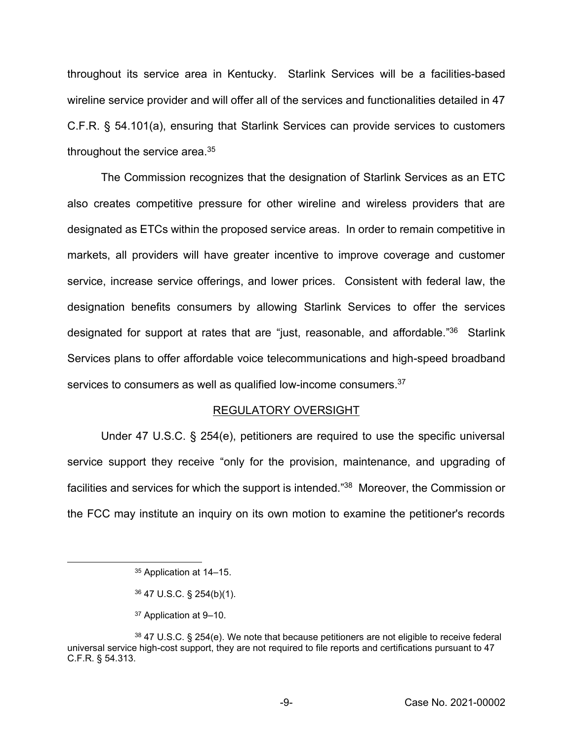throughout its service area in Kentucky. Starlink Services will be a facilities-based wireline service provider and will offer all of the services and functionalities detailed in 47 C.F.R. § 54.101(a), ensuring that Starlink Services can provide services to customers throughout the service area.[35]

The Commission recognizes that the designation of Starlink Services as an ETC also creates competitive pressure for other wireline and wireless providers that are designated as ETCs within the proposed service areas. In order to remain competitive in markets, all providers will have greater incentive to improve coverage and customer service, increase service offerings, and lower prices. Consistent with federal law, the designation benefits consumers by allowing Starlink Services to offer the services designated for support at rates that are "just, reasonable, and affordable."[36] Starlink Services plans to offer affordable voice telecommunications and high-speed broadband services to consumers as well as qualified low-income consumers.[37]

## REGULATORY OVERSIGHT

Under 47 U.S.C. § 254(e), petitioners are required to use the specific universal service support they receive "only for the provision, maintenance, and upgrading of facilities and services for which the support is intended."[38] Moreover, the Commission or the FCC may institute an inquiry on its own motion to examine the petitioner's records

---

[35] Application at 14–15.

[36] 47 U.S.C. § 254(b)(1).

[37] Application at 9–10.

[38] 47 U.S.C. § 254(e). We note that because petitioners are not eligible to receive federal universal service high-cost support, they are not required to file reports and certifications pursuant to 47 C.F.R. § 54.313.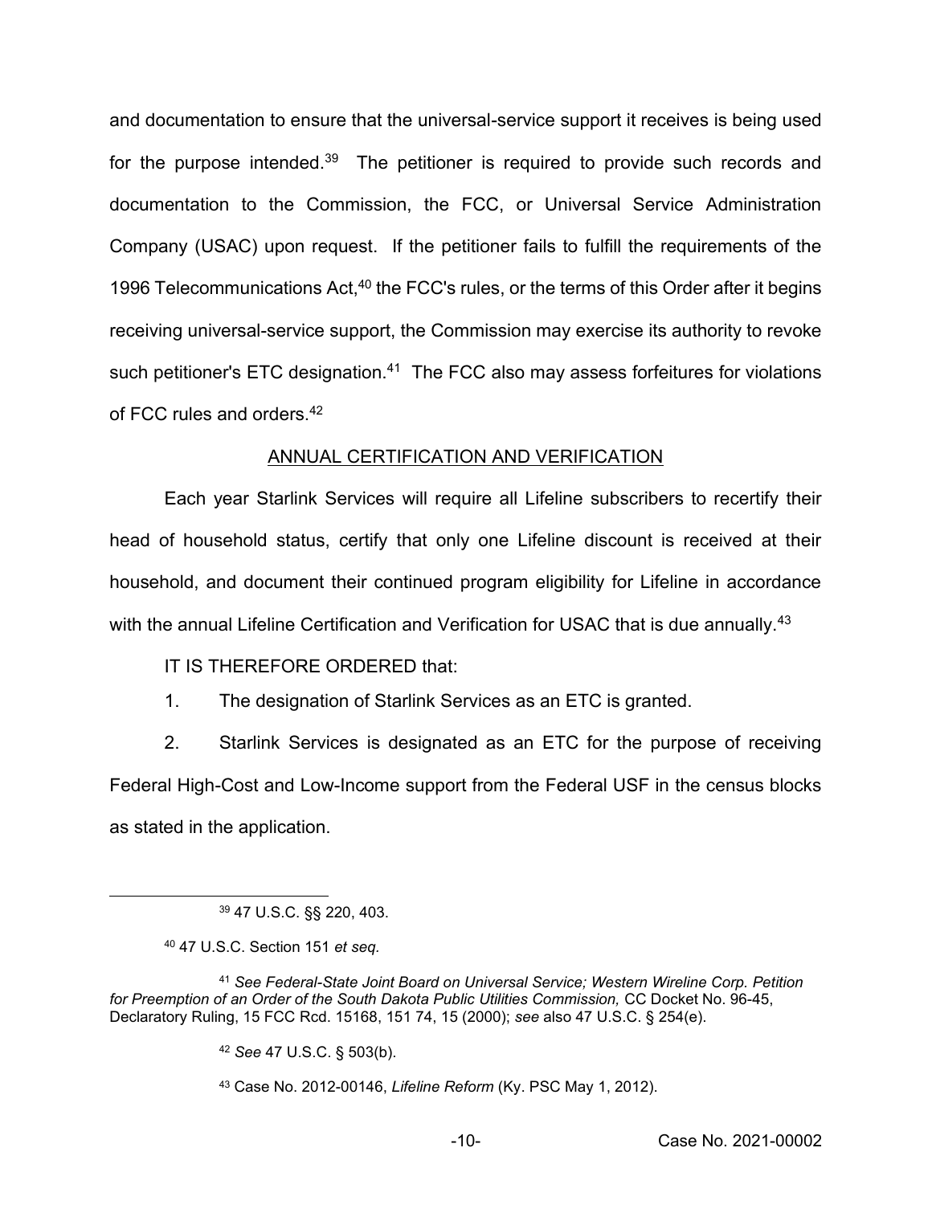and documentation to ensure that the universal-service support it receives is being used for the purpose intended.[39] The petitioner is required to provide such records and documentation to the Commission, the FCC, or Universal Service Administration Company (USAC) upon request. If the petitioner fails to fulfill the requirements of the 1996 Telecommunications Act,[40] the FCC's rules, or the terms of this Order after it begins receiving universal-service support, the Commission may exercise its authority to revoke such petitioner's ETC designation.[41] The FCC also may assess forfeitures for violations of FCC rules and orders.[42]

## ANNUAL CERTIFICATION AND VERIFICATION

Each year Starlink Services will require all Lifeline subscribers to recertify their head of household status, certify that only one Lifeline discount is received at their household, and document their continued program eligibility for Lifeline in accordance with the annual Lifeline Certification and Verification for USAC that is due annually.[43]

IT IS THEREFORE ORDERED that:

1. The designation of Starlink Services as an ETC is granted.

2. Starlink Services is designated as an ETC for the purpose of receiving Federal High-Cost and Low-Income support from the Federal USF in the census blocks as stated in the application.

---

[39] 47 U.S.C. §§ 220, 403.

[40] 47 U.S.C. Section 151 *et seq.*

[41] *See Federal-State Joint Board on Universal Service; Western Wireline Corp. Petition for Preemption of an Order of the South Dakota Public Utilities Commission,* CC Docket No. 96-45, Declaratory Ruling, 15 FCC Rcd. 15168, 151 74, 15 (2000); *see* also 47 U.S.C. § 254(e).

[42] *See* 47 U.S.C. § 503(b).

[43] Case No. 2012-00146, *Lifeline Reform* (Ky. PSC May 1, 2012).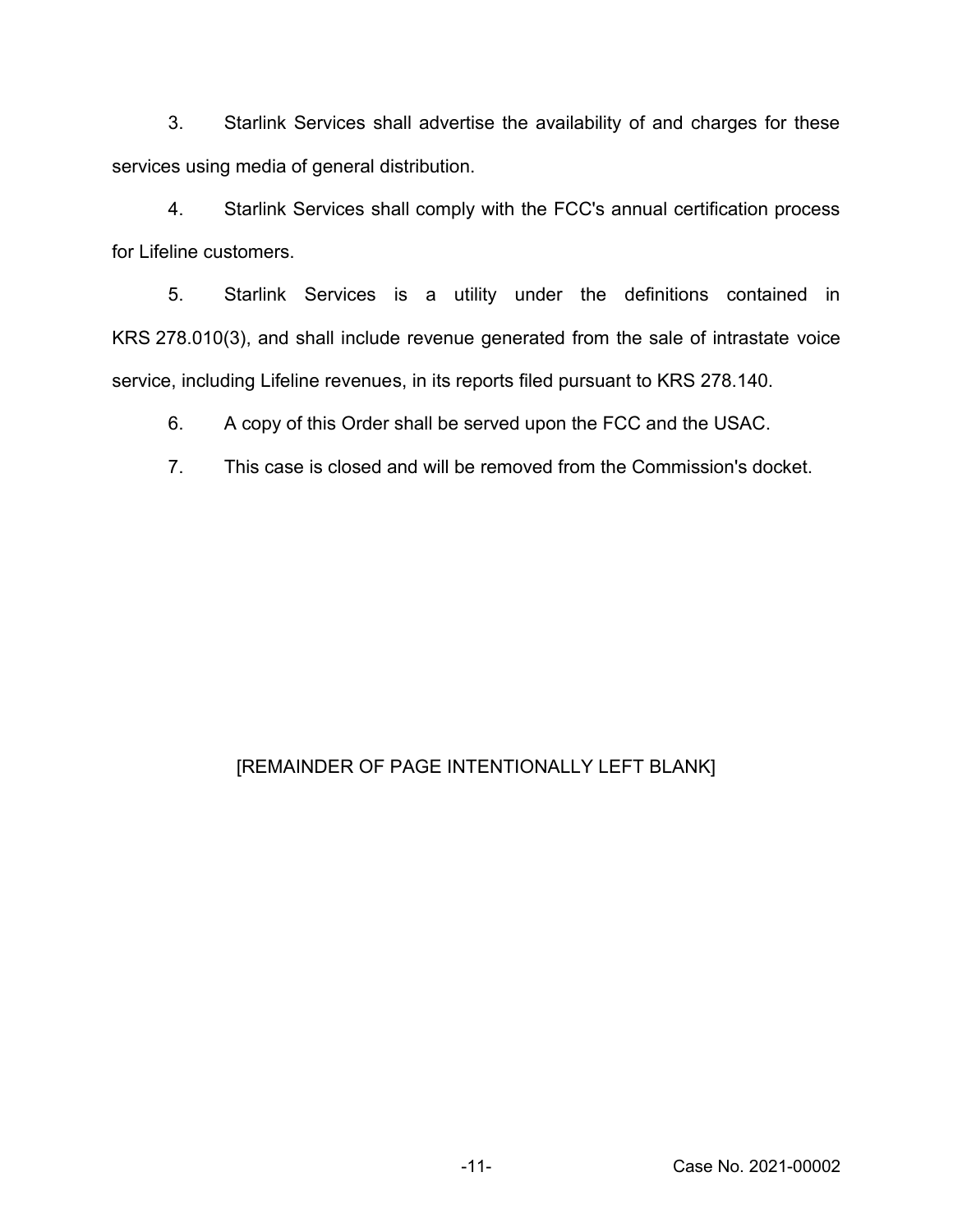3. Starlink Services shall advertise the availability of and charges for these services using media of general distribution.

4. Starlink Services shall comply with the FCC's annual certification process for Lifeline customers.

5. Starlink Services is a utility under the definitions contained in KRS 278.010(3), and shall include revenue generated from the sale of intrastate voice service, including Lifeline revenues, in its reports filed pursuant to KRS 278.140.

6. A copy of this Order shall be served upon the FCC and the USAC.

7. This case is closed and will be removed from the Commission's docket.

[REMAINDER OF PAGE INTENTIONALLY LEFT BLANK]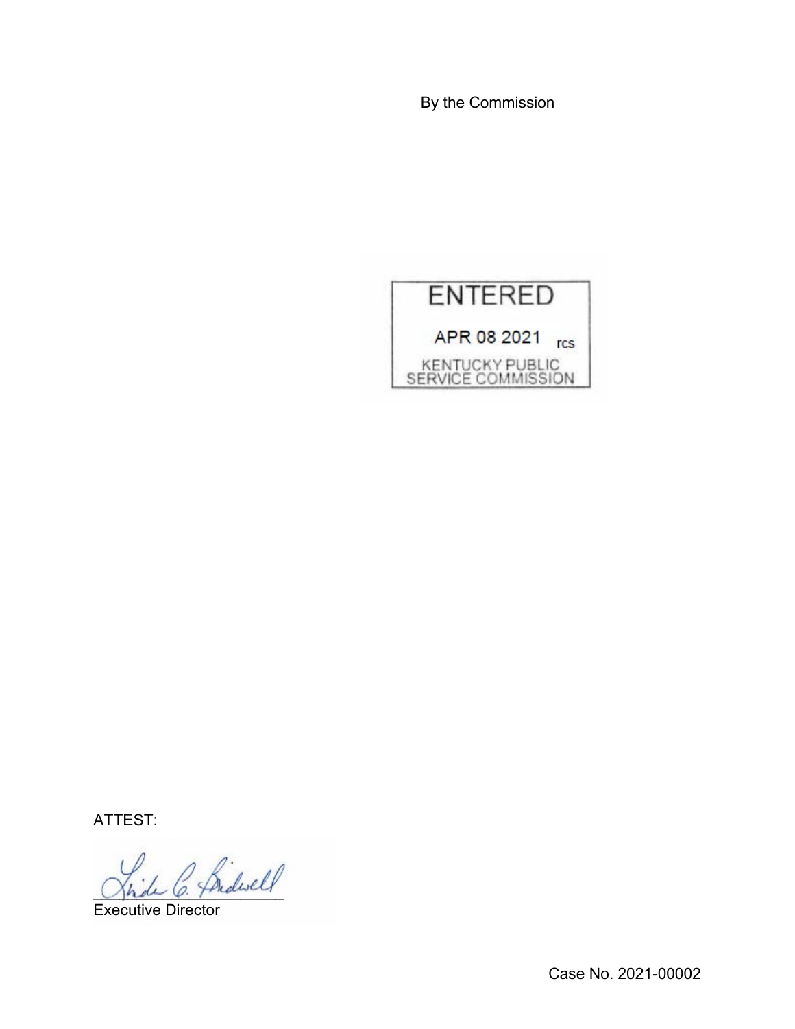By the Commission

ENTERED

APR 08 2021 rcs

KENTUCKY PUBLIC SERVICE COMMISSION

ATTEST:

Executive Director

Case No. 2021-00002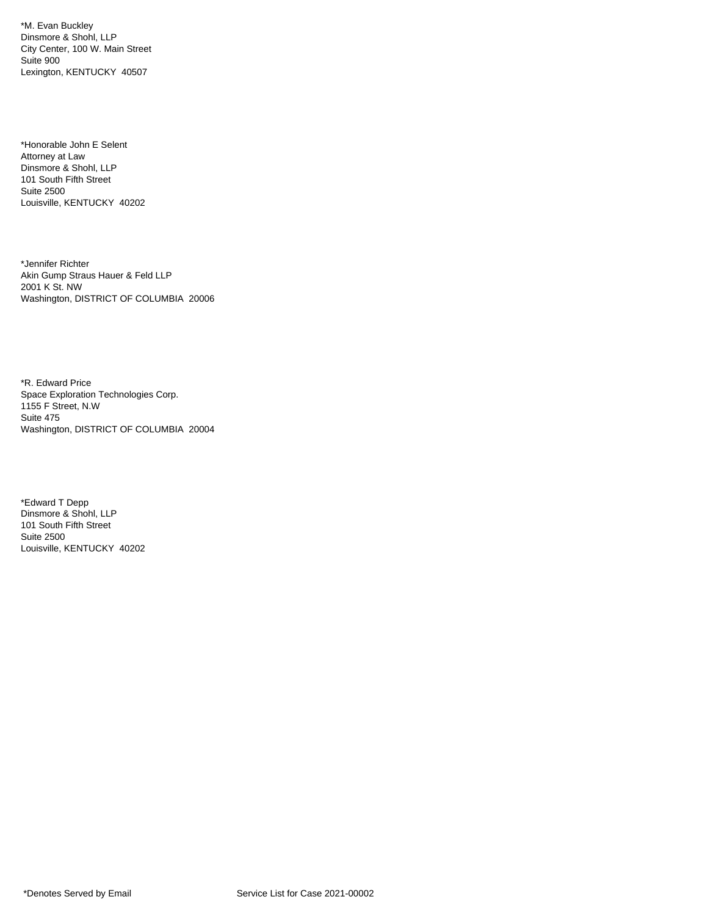*M. Evan Buckley
Dinsmore & Shohl, LLP
City Center, 100 W. Main Street
Suite 900
Lexington, KENTUCKY  40507

*Honorable John E Selent
Attorney at Law
Dinsmore & Shohl, LLP
101 South Fifth Street
Suite 2500
Louisville, KENTUCKY  40202

*Jennifer Richter
Akin Gump Straus Hauer & Feld LLP
2001 K St. NW
Washington, DISTRICT OF COLUMBIA  20006

*R. Edward Price
Space Exploration Technologies Corp.
1155 F Street, N.W
Suite 475
Washington, DISTRICT OF COLUMBIA  20004

*Edward T Depp
Dinsmore & Shohl, LLP
101 South Fifth Street
Suite 2500
Louisville, KENTUCKY  40202

*Denotes Served by Email

Service List for Case 2021-00002